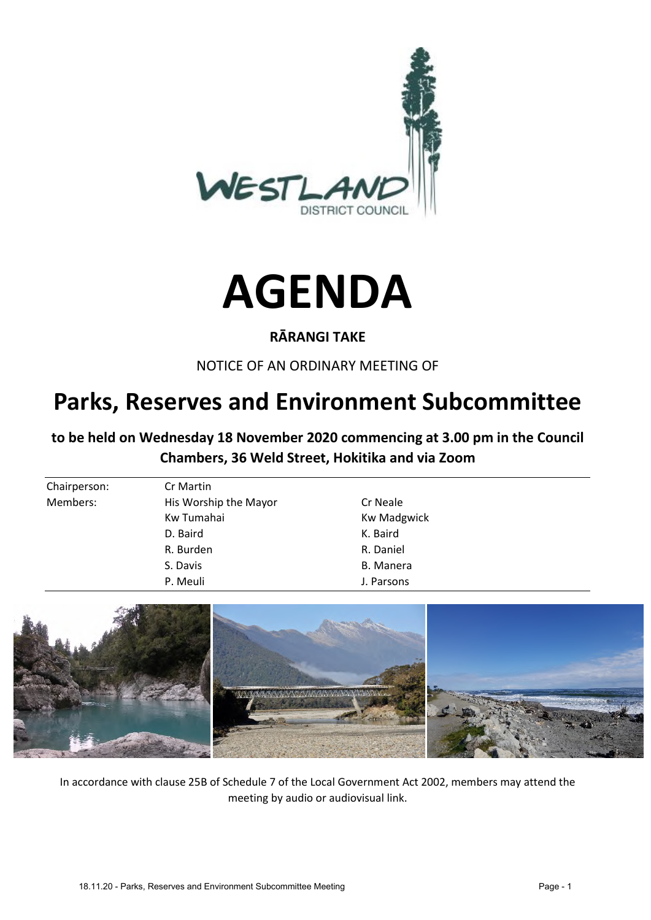# AGENDA

**RĀRANGI TAKE**

NOTICE OF AN ORDINARY MEETING OF

## Parks, Reserves and Environment Subcommittee

**to be held on Wednesday 18 November 2020 commencing at 3.00 pm in the Council Chambers, 36 Weld Street, Hokitika and via Zoom**

| | | |
|---|---|---|
| Chairperson: | Cr Martin | |
| Members: | His Worship the Mayor | Cr Neale |
| | Kw Tumahai | Kw Madgwick |
| | D. Baird | K. Baird |
| | R. Burden | R. Daniel |
| | S. Davis | B. Manera |
| | P. Meuli | J. Parsons |

In accordance with clause 25B of Schedule 7 of the Local Government Act 2002, members may attend the meeting by audio or audiovisual link.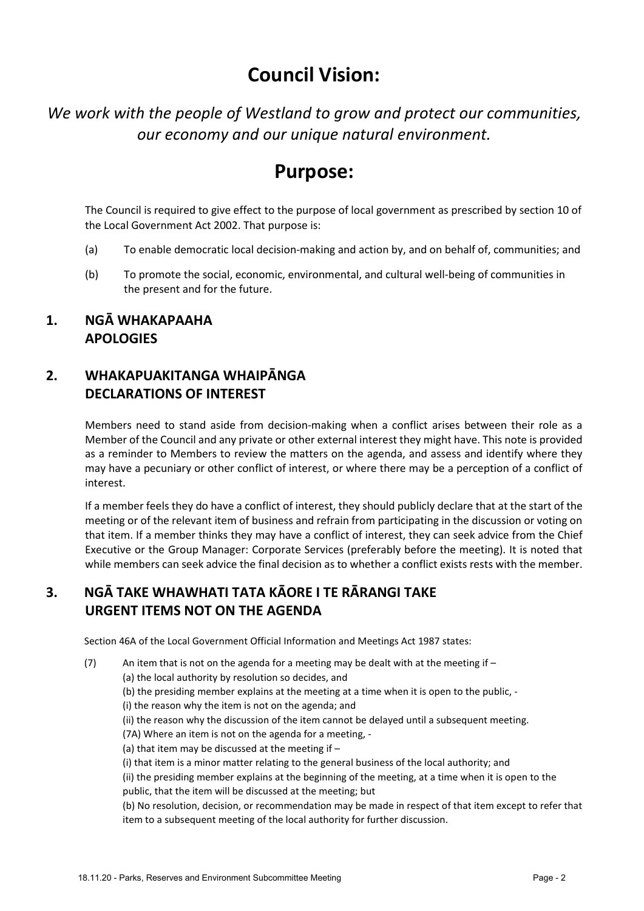# Council Vision:

*We work with the people of Westland to grow and protect our communities, our economy and our unique natural environment.*

# Purpose:

The Council is required to give effect to the purpose of local government as prescribed by section 10 of the Local Government Act 2002. That purpose is:

(a) To enable democratic local decision-making and action by, and on behalf of, communities; and

(b) To promote the social, economic, environmental, and cultural well-being of communities in the present and for the future.

## 1. NGĀ WHAKAPAAHA APOLOGIES

## 2. WHAKAPUAKITANGA WHAIPĀNGA DECLARATIONS OF INTEREST

Members need to stand aside from decision-making when a conflict arises between their role as a Member of the Council and any private or other external interest they might have. This note is provided as a reminder to Members to review the matters on the agenda, and assess and identify where they may have a pecuniary or other conflict of interest, or where there may be a perception of a conflict of interest.

If a member feels they do have a conflict of interest, they should publicly declare that at the start of the meeting or of the relevant item of business and refrain from participating in the discussion or voting on that item. If a member thinks they may have a conflict of interest, they can seek advice from the Chief Executive or the Group Manager: Corporate Services (preferably before the meeting). It is noted that while members can seek advice the final decision as to whether a conflict exists rests with the member.

## 3. NGĀ TAKE WHAWHATI TATA KĀORE I TE RĀRANGI TAKE URGENT ITEMS NOT ON THE AGENDA

Section 46A of the Local Government Official Information and Meetings Act 1987 states:

(7) An item that is not on the agenda for a meeting may be dealt with at the meeting if –
(a) the local authority by resolution so decides, and
(b) the presiding member explains at the meeting at a time when it is open to the public, -
(i) the reason why the item is not on the agenda; and
(ii) the reason why the discussion of the item cannot be delayed until a subsequent meeting.
(7A) Where an item is not on the agenda for a meeting, -
(a) that item may be discussed at the meeting if –
(i) that item is a minor matter relating to the general business of the local authority; and
(ii) the presiding member explains at the beginning of the meeting, at a time when it is open to the public, that the item will be discussed at the meeting; but
(b) No resolution, decision, or recommendation may be made in respect of that item except to refer that item to a subsequent meeting of the local authority for further discussion.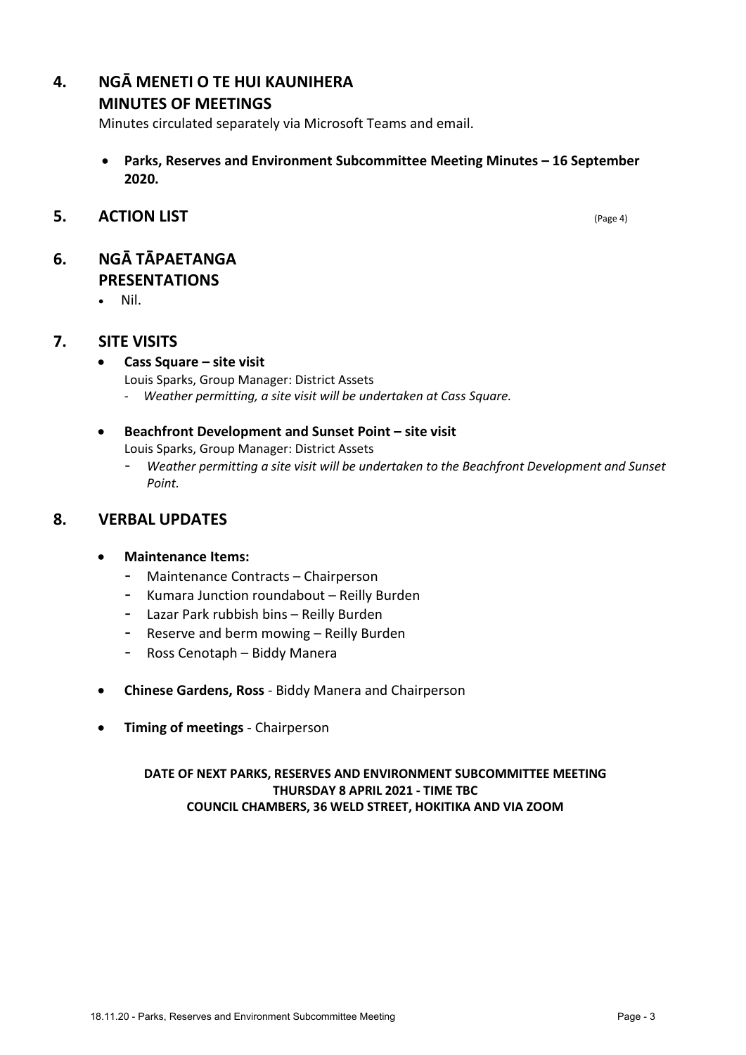## 4. NGĀ MENETI O TE HUI KAUNIHERA MINUTES OF MEETINGS

Minutes circulated separately via Microsoft Teams and email.

- **Parks, Reserves and Environment Subcommittee Meeting Minutes – 16 September 2020.**

## 5. ACTION LIST

(Page 4)

## 6. NGĀ TĀPAETANGA PRESENTATIONS

- Nil.

## 7. SITE VISITS

- **Cass Square – site visit**
  Louis Sparks, Group Manager: District Assets
  - *Weather permitting, a site visit will be undertaken at Cass Square.*

- **Beachfront Development and Sunset Point – site visit**
  Louis Sparks, Group Manager: District Assets
  - *Weather permitting a site visit will be undertaken to the Beachfront Development and Sunset Point.*

## 8. VERBAL UPDATES

- **Maintenance Items:**
  - Maintenance Contracts – Chairperson
  - Kumara Junction roundabout – Reilly Burden
  - Lazar Park rubbish bins – Reilly Burden
  - Reserve and berm mowing – Reilly Burden
  - Ross Cenotaph – Biddy Manera

- **Chinese Gardens, Ross** - Biddy Manera and Chairperson

- **Timing of meetings** - Chairperson

**DATE OF NEXT PARKS, RESERVES AND ENVIRONMENT SUBCOMMITTEE MEETING**
**THURSDAY 8 APRIL 2021 - TIME TBC**
**COUNCIL CHAMBERS, 36 WELD STREET, HOKITIKA AND VIA ZOOM**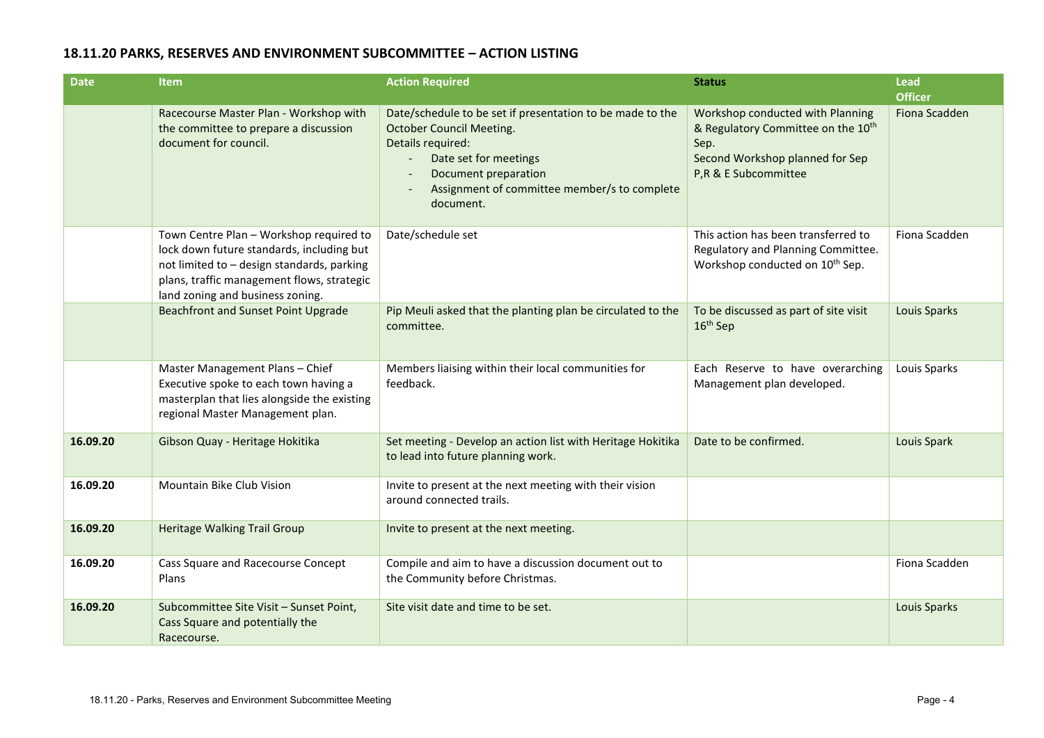## 18.11.20 PARKS, RESERVES AND ENVIRONMENT SUBCOMMITTEE – ACTION LISTING

| Date | Item | Action Required | Status | Lead Officer |
|---|---|---|---|---|
| | Racecourse Master Plan - Workshop with the committee to prepare a discussion document for council. | Date/schedule to be set if presentation to be made to the October Council Meeting.<br>Details required:<br>- Date set for meetings<br>- Document preparation<br>- Assignment of committee member/s to complete document. | Workshop conducted with Planning & Regulatory Committee on the 10th Sep.<br>Second Workshop planned for Sep P,R & E Subcommittee | Fiona Scadden |
| | Town Centre Plan – Workshop required to lock down future standards, including but not limited to – design standards, parking plans, traffic management flows, strategic land zoning and business zoning. | Date/schedule set | This action has been transferred to Regulatory and Planning Committee. Workshop conducted on 10th Sep. | Fiona Scadden |
| | Beachfront and Sunset Point Upgrade | Pip Meuli asked that the planting plan be circulated to the committee. | To be discussed as part of site visit 16th Sep | Louis Sparks |
| | Master Management Plans – Chief Executive spoke to each town having a masterplan that lies alongside the existing regional Master Management plan. | Members liaising within their local communities for feedback. | Each Reserve to have overarching Management plan developed. | Louis Sparks |
| **16.09.20** | Gibson Quay - Heritage Hokitika | Set meeting - Develop an action list with Heritage Hokitika to lead into future planning work. | Date to be confirmed. | Louis Spark |
| **16.09.20** | Mountain Bike Club Vision | Invite to present at the next meeting with their vision around connected trails. | | |
| **16.09.20** | Heritage Walking Trail Group | Invite to present at the next meeting. | | |
| **16.09.20** | Cass Square and Racecourse Concept Plans | Compile and aim to have a discussion document out to the Community before Christmas. | | Fiona Scadden |
| **16.09.20** | Subcommittee Site Visit – Sunset Point, Cass Square and potentially the Racecourse. | Site visit date and time to be set. | | Louis Sparks |